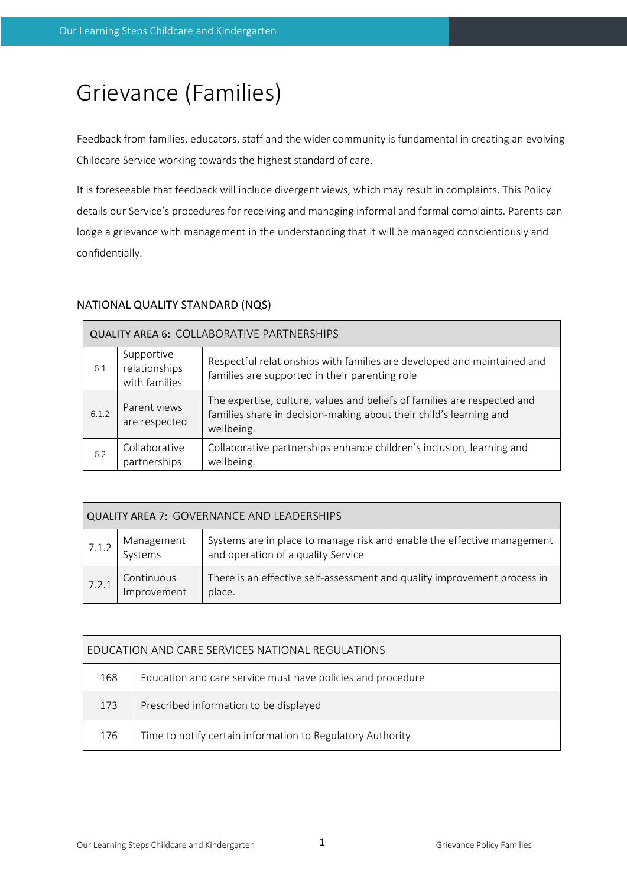# Grievance (Families)

Feedback from families, educators, staff and the wider community is fundamental in creating an evolving Childcare Service working towards the highest standard of care.

It is foreseeable that feedback will include divergent views, which may result in complaints. This Policy details our Service's procedures for receiving and managing informal and formal complaints. Parents can lodge a grievance with management in the understanding that it will be managed conscientiously and confidentially.

## NATIONAL QUALITY STANDARD (NQS)

| QUALITY AREA 6: COLLABORATIVE PARTNERSHIPS | | |
|---|---|---|
| 6.1 | Supportive relationships with families | Respectful relationships with families are developed and maintained and families are supported in their parenting role |
| 6.1.2 | Parent views are respected | The expertise, culture, values and beliefs of families are respected and families share in decision-making about their child's learning and wellbeing. |
| 6.2 | Collaborative partnerships | Collaborative partnerships enhance children's inclusion, learning and wellbeing. |

| QUALITY AREA 7: GOVERNANCE AND LEADERSHIPS | | |
|---|---|---|
| 7.1.2 | Management Systems | Systems are in place to manage risk and enable the effective management and operation of a quality Service |
| 7.2.1 | Continuous Improvement | There is an effective self-assessment and quality improvement process in place. |

| EDUCATION AND CARE SERVICES NATIONAL REGULATIONS | |
|---|---|
| 168 | Education and care service must have policies and procedure |
| 173 | Prescribed information to be displayed |
| 176 | Time to notify certain information to Regulatory Authority |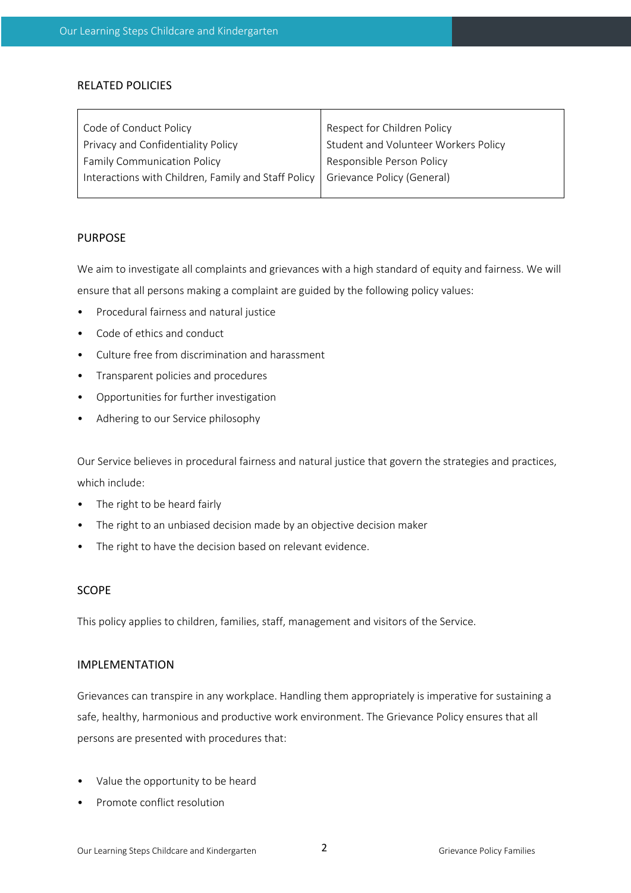## RELATED POLICIES

| | |
|---|---|
| Code of Conduct Policy<br>Privacy and Confidentiality Policy<br>Family Communication Policy<br>Interactions with Children, Family and Staff Policy | Respect for Children Policy<br>Student and Volunteer Workers Policy<br>Responsible Person Policy<br>Grievance Policy (General) |

## PURPOSE

We aim to investigate all complaints and grievances with a high standard of equity and fairness. We will ensure that all persons making a complaint are guided by the following policy values:

- Procedural fairness and natural justice
- Code of ethics and conduct
- Culture free from discrimination and harassment
- Transparent policies and procedures
- Opportunities for further investigation
- Adhering to our Service philosophy

Our Service believes in procedural fairness and natural justice that govern the strategies and practices, which include:

- The right to be heard fairly
- The right to an unbiased decision made by an objective decision maker
- The right to have the decision based on relevant evidence.

## SCOPE

This policy applies to children, families, staff, management and visitors of the Service.

## IMPLEMENTATION

Grievances can transpire in any workplace. Handling them appropriately is imperative for sustaining a safe, healthy, harmonious and productive work environment. The Grievance Policy ensures that all persons are presented with procedures that:

- Value the opportunity to be heard
- Promote conflict resolution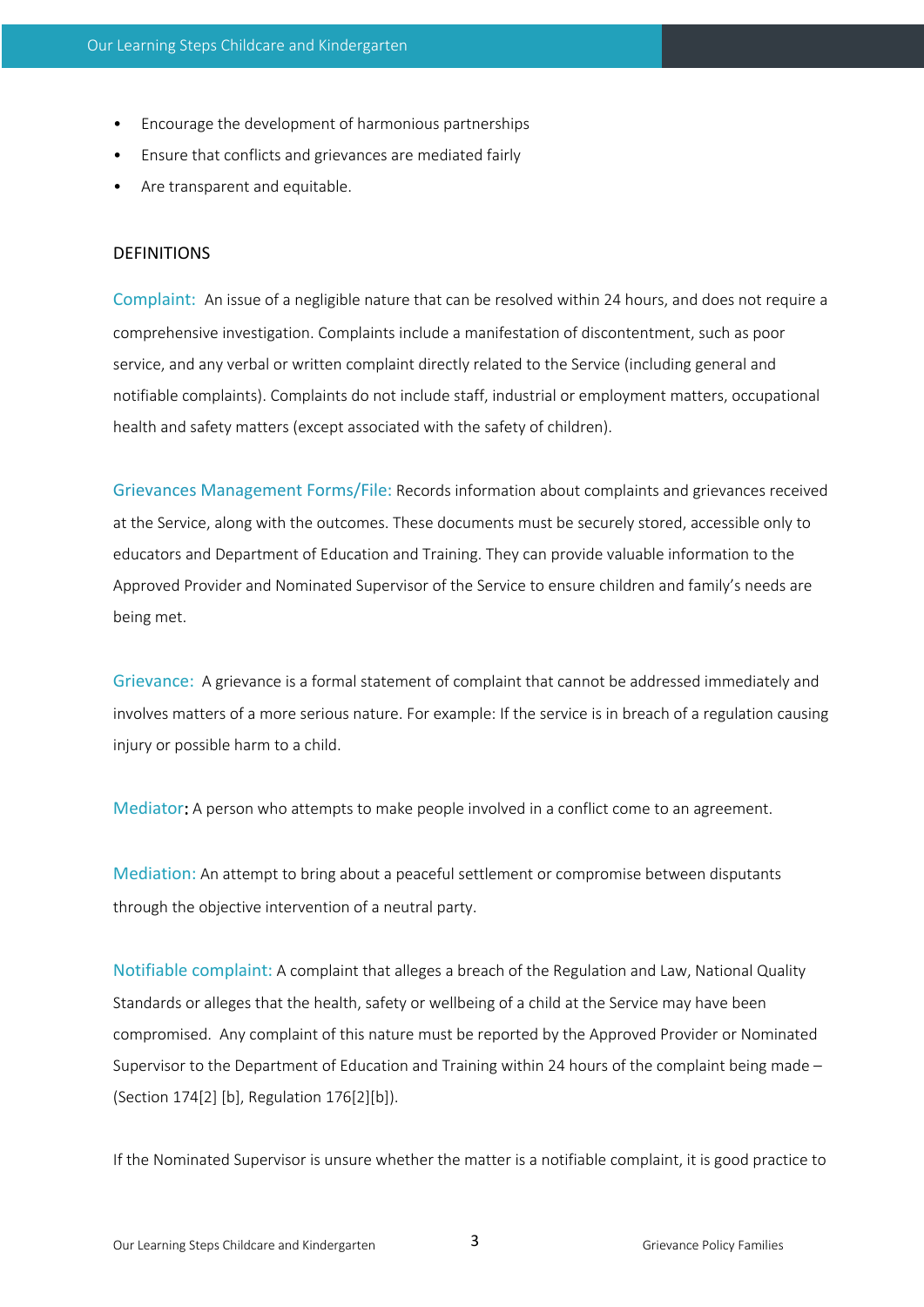- Encourage the development of harmonious partnerships
- Ensure that conflicts and grievances are mediated fairly
- Are transparent and equitable.

## DEFINITIONS

**Complaint:** An issue of a negligible nature that can be resolved within 24 hours, and does not require a comprehensive investigation. Complaints include a manifestation of discontentment, such as poor service, and any verbal or written complaint directly related to the Service (including general and notifiable complaints). Complaints do not include staff, industrial or employment matters, occupational health and safety matters (except associated with the safety of children).

**Grievances Management Forms/File:** Records information about complaints and grievances received at the Service, along with the outcomes. These documents must be securely stored, accessible only to educators and Department of Education and Training. They can provide valuable information to the Approved Provider and Nominated Supervisor of the Service to ensure children and family's needs are being met.

**Grievance:** A grievance is a formal statement of complaint that cannot be addressed immediately and involves matters of a more serious nature. For example: If the service is in breach of a regulation causing injury or possible harm to a child.

**Mediator:** A person who attempts to make people involved in a conflict come to an agreement.

**Mediation:** An attempt to bring about a peaceful settlement or compromise between disputants through the objective intervention of a neutral party.

**Notifiable complaint:** A complaint that alleges a breach of the Regulation and Law, National Quality Standards or alleges that the health, safety or wellbeing of a child at the Service may have been compromised. Any complaint of this nature must be reported by the Approved Provider or Nominated Supervisor to the Department of Education and Training within 24 hours of the complaint being made – (Section 174[2] [b], Regulation 176[2][b]).

If the Nominated Supervisor is unsure whether the matter is a notifiable complaint, it is good practice to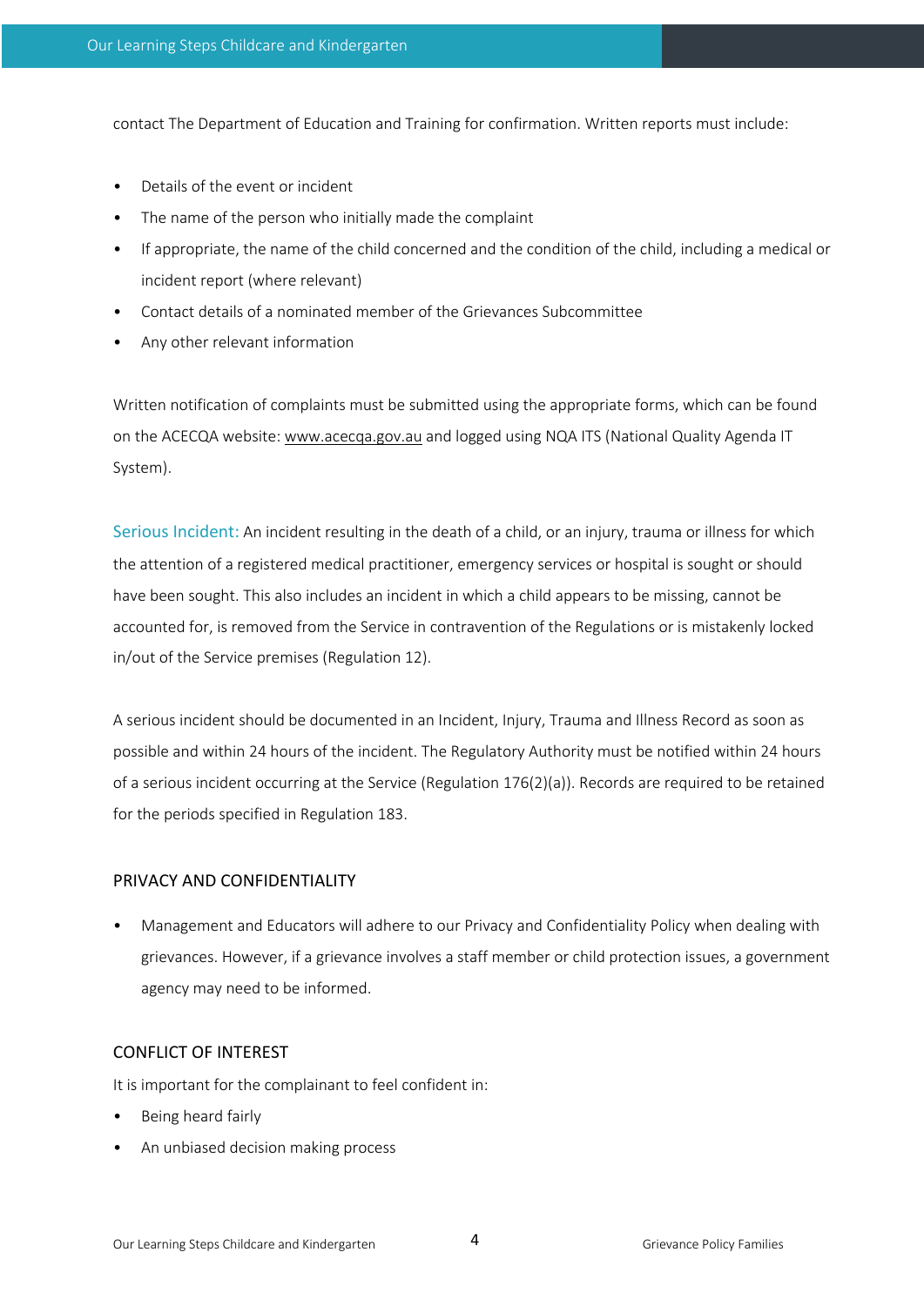contact The Department of Education and Training for confirmation. Written reports must include:

- Details of the event or incident
- The name of the person who initially made the complaint
- If appropriate, the name of the child concerned and the condition of the child, including a medical or incident report (where relevant)
- Contact details of a nominated member of the Grievances Subcommittee
- Any other relevant information

Written notification of complaints must be submitted using the appropriate forms, which can be found on the ACECQA website: www.acecqa.gov.au and logged using NQA ITS (National Quality Agenda IT System).

Serious Incident: An incident resulting in the death of a child, or an injury, trauma or illness for which the attention of a registered medical practitioner, emergency services or hospital is sought or should have been sought. This also includes an incident in which a child appears to be missing, cannot be accounted for, is removed from the Service in contravention of the Regulations or is mistakenly locked in/out of the Service premises (Regulation 12).

A serious incident should be documented in an Incident, Injury, Trauma and Illness Record as soon as possible and within 24 hours of the incident. The Regulatory Authority must be notified within 24 hours of a serious incident occurring at the Service (Regulation 176(2)(a)). Records are required to be retained for the periods specified in Regulation 183.

## PRIVACY AND CONFIDENTIALITY

- Management and Educators will adhere to our Privacy and Confidentiality Policy when dealing with grievances. However, if a grievance involves a staff member or child protection issues, a government agency may need to be informed.

## CONFLICT OF INTEREST

It is important for the complainant to feel confident in:

- Being heard fairly
- An unbiased decision making process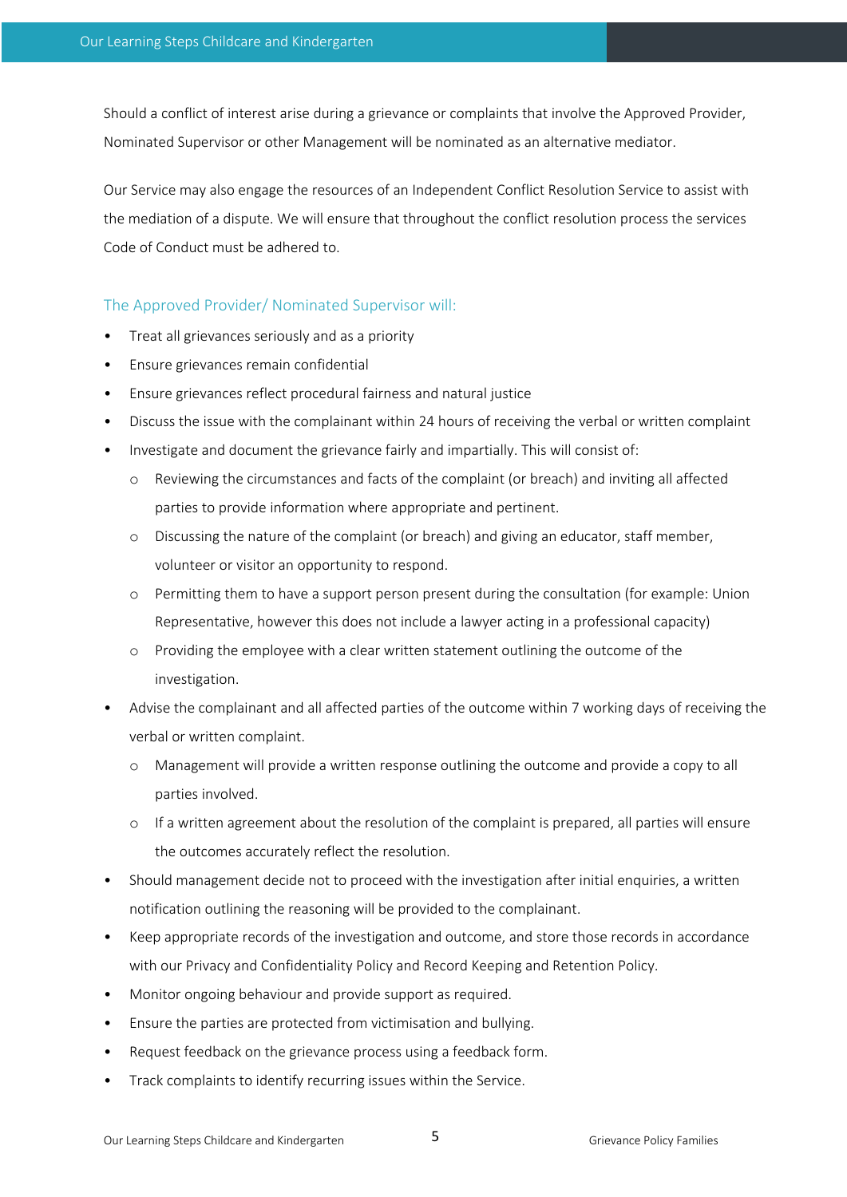Should a conflict of interest arise during a grievance or complaints that involve the Approved Provider, Nominated Supervisor or other Management will be nominated as an alternative mediator.

Our Service may also engage the resources of an Independent Conflict Resolution Service to assist with the mediation of a dispute. We will ensure that throughout the conflict resolution process the services Code of Conduct must be adhered to.

### The Approved Provider/ Nominated Supervisor will:

- Treat all grievances seriously and as a priority
- Ensure grievances remain confidential
- Ensure grievances reflect procedural fairness and natural justice
- Discuss the issue with the complainant within 24 hours of receiving the verbal or written complaint
- Investigate and document the grievance fairly and impartially. This will consist of:
  - Reviewing the circumstances and facts of the complaint (or breach) and inviting all affected parties to provide information where appropriate and pertinent.
  - Discussing the nature of the complaint (or breach) and giving an educator, staff member, volunteer or visitor an opportunity to respond.
  - Permitting them to have a support person present during the consultation (for example: Union Representative, however this does not include a lawyer acting in a professional capacity)
  - Providing the employee with a clear written statement outlining the outcome of the investigation.
- Advise the complainant and all affected parties of the outcome within 7 working days of receiving the verbal or written complaint.
  - Management will provide a written response outlining the outcome and provide a copy to all parties involved.
  - If a written agreement about the resolution of the complaint is prepared, all parties will ensure the outcomes accurately reflect the resolution.
- Should management decide not to proceed with the investigation after initial enquiries, a written notification outlining the reasoning will be provided to the complainant.
- Keep appropriate records of the investigation and outcome, and store those records in accordance with our Privacy and Confidentiality Policy and Record Keeping and Retention Policy.
- Monitor ongoing behaviour and provide support as required.
- Ensure the parties are protected from victimisation and bullying.
- Request feedback on the grievance process using a feedback form.
- Track complaints to identify recurring issues within the Service.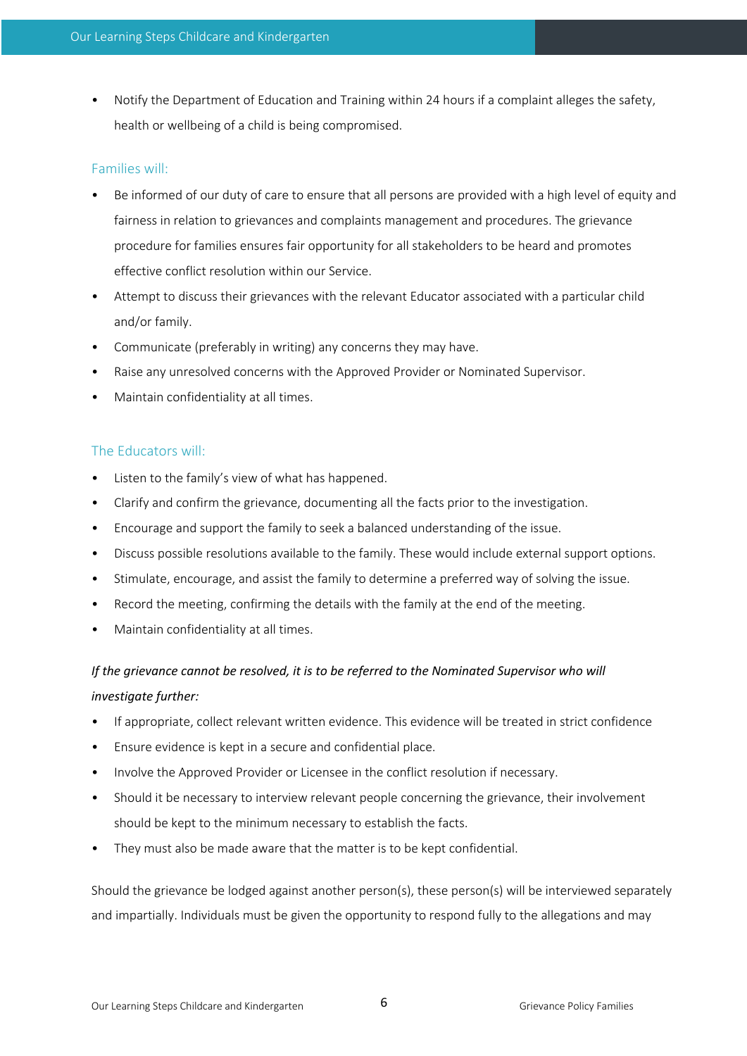- Notify the Department of Education and Training within 24 hours if a complaint alleges the safety, health or wellbeing of a child is being compromised.

### Families will:

- Be informed of our duty of care to ensure that all persons are provided with a high level of equity and fairness in relation to grievances and complaints management and procedures. The grievance procedure for families ensures fair opportunity for all stakeholders to be heard and promotes effective conflict resolution within our Service.
- Attempt to discuss their grievances with the relevant Educator associated with a particular child and/or family.
- Communicate (preferably in writing) any concerns they may have.
- Raise any unresolved concerns with the Approved Provider or Nominated Supervisor.
- Maintain confidentiality at all times.

### The Educators will:

- Listen to the family's view of what has happened.
- Clarify and confirm the grievance, documenting all the facts prior to the investigation.
- Encourage and support the family to seek a balanced understanding of the issue.
- Discuss possible resolutions available to the family. These would include external support options.
- Stimulate, encourage, and assist the family to determine a preferred way of solving the issue.
- Record the meeting, confirming the details with the family at the end of the meeting.
- Maintain confidentiality at all times.

*If the grievance cannot be resolved, it is to be referred to the Nominated Supervisor who will investigate further:*

- If appropriate, collect relevant written evidence. This evidence will be treated in strict confidence
- Ensure evidence is kept in a secure and confidential place.
- Involve the Approved Provider or Licensee in the conflict resolution if necessary.
- Should it be necessary to interview relevant people concerning the grievance, their involvement should be kept to the minimum necessary to establish the facts.
- They must also be made aware that the matter is to be kept confidential.

Should the grievance be lodged against another person(s), these person(s) will be interviewed separately and impartially. Individuals must be given the opportunity to respond fully to the allegations and may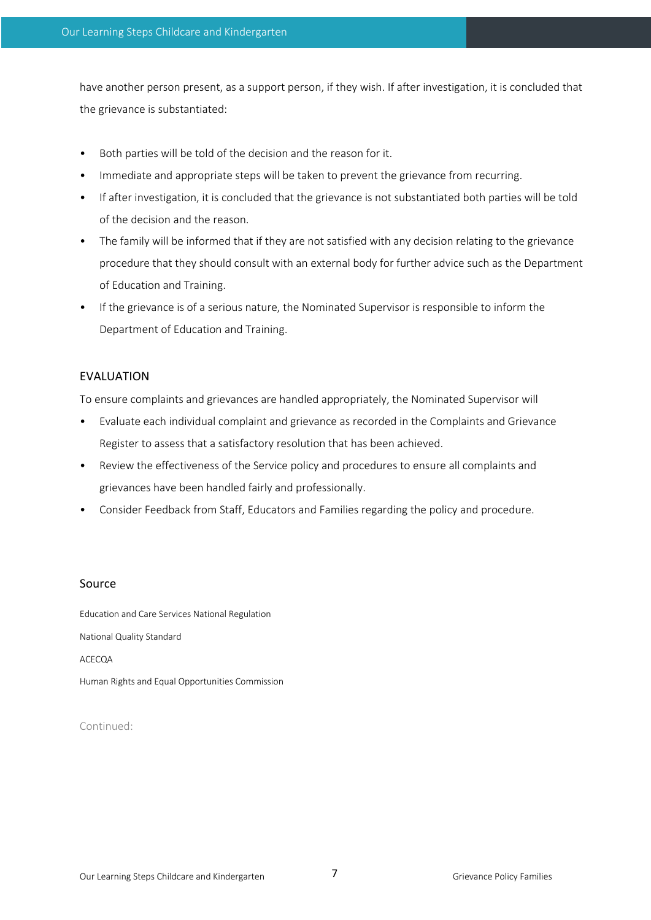have another person present, as a support person, if they wish. If after investigation, it is concluded that the grievance is substantiated:

- Both parties will be told of the decision and the reason for it.
- Immediate and appropriate steps will be taken to prevent the grievance from recurring.
- If after investigation, it is concluded that the grievance is not substantiated both parties will be told of the decision and the reason.
- The family will be informed that if they are not satisfied with any decision relating to the grievance procedure that they should consult with an external body for further advice such as the Department of Education and Training.
- If the grievance is of a serious nature, the Nominated Supervisor is responsible to inform the Department of Education and Training.

## EVALUATION

To ensure complaints and grievances are handled appropriately, the Nominated Supervisor will

- Evaluate each individual complaint and grievance as recorded in the Complaints and Grievance Register to assess that a satisfactory resolution that has been achieved.
- Review the effectiveness of the Service policy and procedures to ensure all complaints and grievances have been handled fairly and professionally.
- Consider Feedback from Staff, Educators and Families regarding the policy and procedure.

## Source

Education and Care Services National Regulation

National Quality Standard

ACECQA

Human Rights and Equal Opportunities Commission

Continued: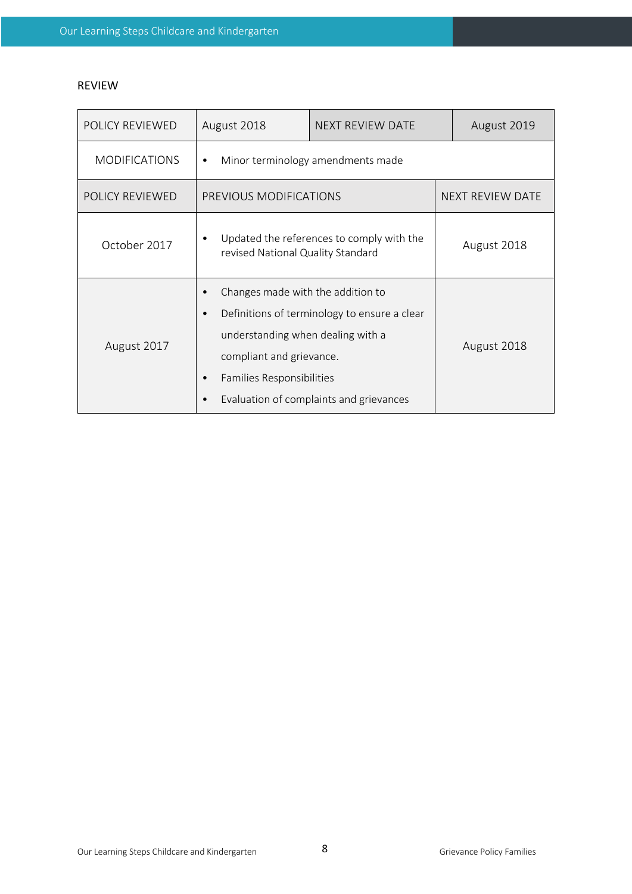## REVIEW

| | | | |
|---|---|---|---|
| POLICY REVIEWED | August 2018 | NEXT REVIEW DATE | August 2019 |
| MODIFICATIONS | • Minor terminology amendments made | | |
| POLICY REVIEWED | PREVIOUS MODIFICATIONS | | NEXT REVIEW DATE |
| October 2017 | • Updated the references to comply with the revised National Quality Standard | | August 2018 |
| August 2017 | • Changes made with the addition to<br>• Definitions of terminology to ensure a clear understanding when dealing with a compliant and grievance.<br>• Families Responsibilities<br>• Evaluation of complaints and grievances | | August 2018 |